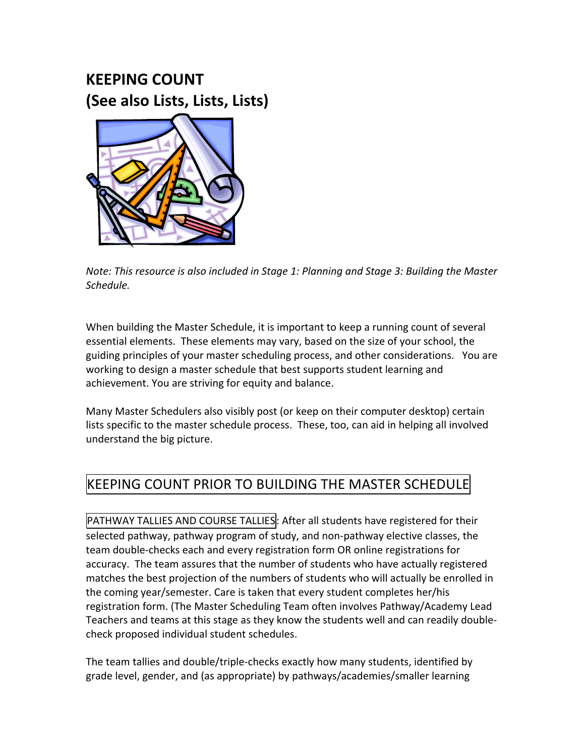# KEEPING COUNT
# (See also Lists, Lists, Lists)

*Note: This resource is also included in Stage 1: Planning and Stage 3: Building the Master Schedule.*

When building the Master Schedule, it is important to keep a running count of several essential elements. These elements may vary, based on the size of your school, the guiding principles of your master scheduling process, and other considerations. You are working to design a master schedule that best supports student learning and achievement. You are striving for equity and balance.

Many Master Schedulers also visibly post (or keep on their computer desktop) certain lists specific to the master schedule process. These, too, can aid in helping all involved understand the big picture.

## KEEPING COUNT PRIOR TO BUILDING THE MASTER SCHEDULE

PATHWAY TALLIES AND COURSE TALLIES: After all students have registered for their selected pathway, pathway program of study, and non-pathway elective classes, the team double-checks each and every registration form OR online registrations for accuracy. The team assures that the number of students who have actually registered matches the best projection of the numbers of students who will actually be enrolled in the coming year/semester. Care is taken that every student completes her/his registration form. (The Master Scheduling Team often involves Pathway/Academy Lead Teachers and teams at this stage as they know the students well and can readily double-check proposed individual student schedules.

The team tallies and double/triple-checks exactly how many students, identified by grade level, gender, and (as appropriate) by pathways/academies/smaller learning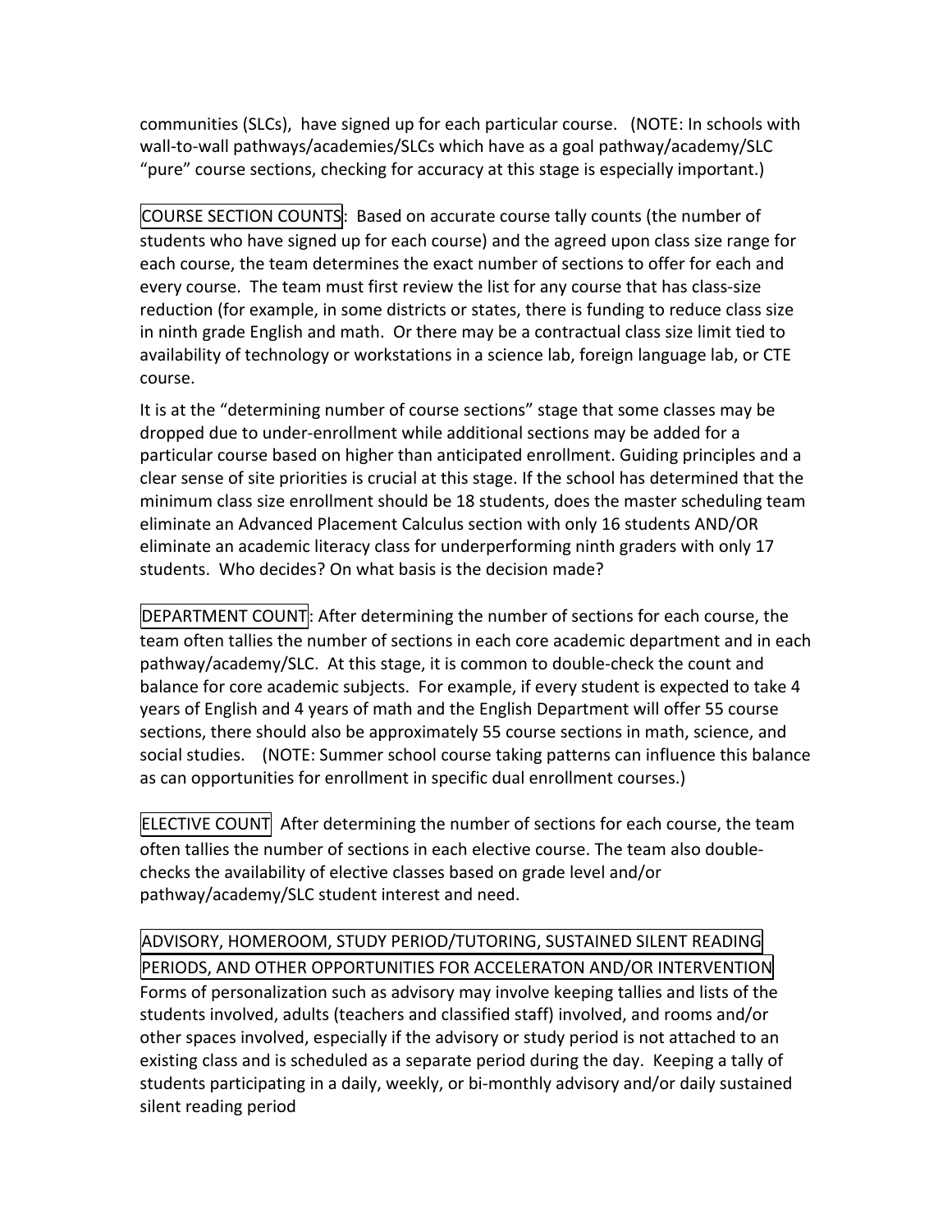communities (SLCs), have signed up for each particular course. (NOTE: In schools with wall-to-wall pathways/academies/SLCs which have as a goal pathway/academy/SLC "pure" course sections, checking for accuracy at this stage is especially important.)

**COURSE SECTION COUNTS**: Based on accurate course tally counts (the number of students who have signed up for each course) and the agreed upon class size range for each course, the team determines the exact number of sections to offer for each and every course. The team must first review the list for any course that has class-size reduction (for example, in some districts or states, there is funding to reduce class size in ninth grade English and math. Or there may be a contractual class size limit tied to availability of technology or workstations in a science lab, foreign language lab, or CTE course.

It is at the "determining number of course sections" stage that some classes may be dropped due to under-enrollment while additional sections may be added for a particular course based on higher than anticipated enrollment. Guiding principles and a clear sense of site priorities is crucial at this stage. If the school has determined that the minimum class size enrollment should be 18 students, does the master scheduling team eliminate an Advanced Placement Calculus section with only 16 students AND/OR eliminate an academic literacy class for underperforming ninth graders with only 17 students. Who decides? On what basis is the decision made?

**DEPARTMENT COUNT**: After determining the number of sections for each course, the team often tallies the number of sections in each core academic department and in each pathway/academy/SLC. At this stage, it is common to double-check the count and balance for core academic subjects. For example, if every student is expected to take 4 years of English and 4 years of math and the English Department will offer 55 course sections, there should also be approximately 55 course sections in math, science, and social studies. (NOTE: Summer school course taking patterns can influence this balance as can opportunities for enrollment in specific dual enrollment courses.)

**ELECTIVE COUNT** After determining the number of sections for each course, the team often tallies the number of sections in each elective course. The team also double-checks the availability of elective classes based on grade level and/or pathway/academy/SLC student interest and need.

**ADVISORY, HOMEROOM, STUDY PERIOD/TUTORING, SUSTAINED SILENT READING PERIODS, AND OTHER OPPORTUNITIES FOR ACCELERATON AND/OR INTERVENTION**

Forms of personalization such as advisory may involve keeping tallies and lists of the students involved, adults (teachers and classified staff) involved, and rooms and/or other spaces involved, especially if the advisory or study period is not attached to an existing class and is scheduled as a separate period during the day. Keeping a tally of students participating in a daily, weekly, or bi-monthly advisory and/or daily sustained silent reading period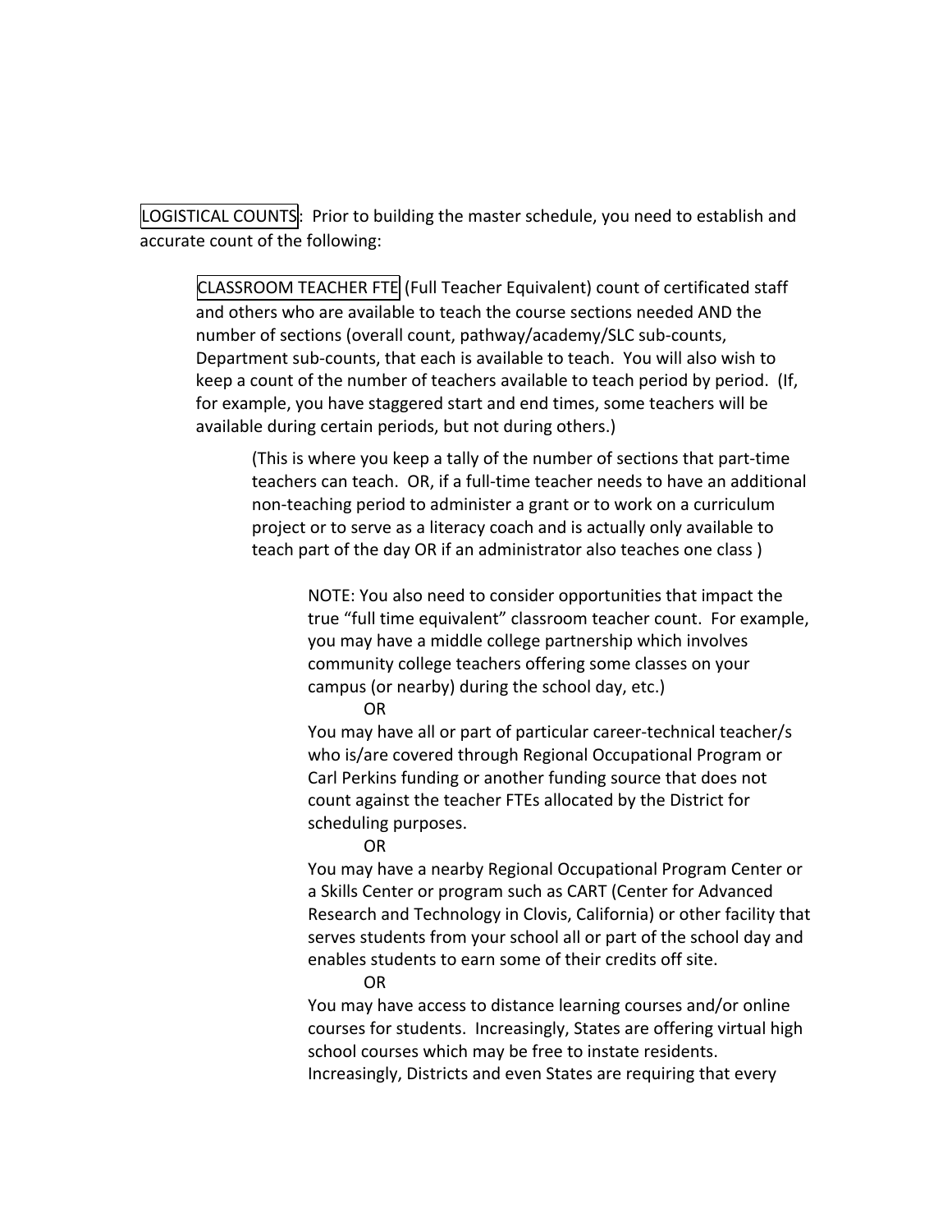LOGISTICAL COUNTS: Prior to building the master schedule, you need to establish and accurate count of the following:

> CLASSROOM TEACHER FTE (Full Teacher Equivalent) count of certificated staff and others who are available to teach the course sections needed AND the number of sections (overall count, pathway/academy/SLC sub-counts, Department sub-counts, that each is available to teach. You will also wish to keep a count of the number of teachers available to teach period by period. (If, for example, you have staggered start and end times, some teachers will be available during certain periods, but not during others.)
>
> > (This is where you keep a tally of the number of sections that part-time teachers can teach. OR, if a full-time teacher needs to have an additional non-teaching period to administer a grant or to work on a curriculum project or to serve as a literacy coach and is actually only available to teach part of the day OR if an administrator also teaches one class )
> >
> > > NOTE: You also need to consider opportunities that impact the true "full time equivalent" classroom teacher count. For example, you may have a middle college partnership which involves community college teachers offering some classes on your campus (or nearby) during the school day, etc.)
> > >
> > > OR
> > >
> > > You may have all or part of particular career-technical teacher/s who is/are covered through Regional Occupational Program or Carl Perkins funding or another funding source that does not count against the teacher FTEs allocated by the District for scheduling purposes.
> > >
> > > OR
> > >
> > > You may have a nearby Regional Occupational Program Center or a Skills Center or program such as CART (Center for Advanced Research and Technology in Clovis, California) or other facility that serves students from your school all or part of the school day and enables students to earn some of their credits off site.
> > >
> > > OR
> > >
> > > You may have access to distance learning courses and/or online courses for students. Increasingly, States are offering virtual high school courses which may be free to instate residents. Increasingly, Districts and even States are requiring that every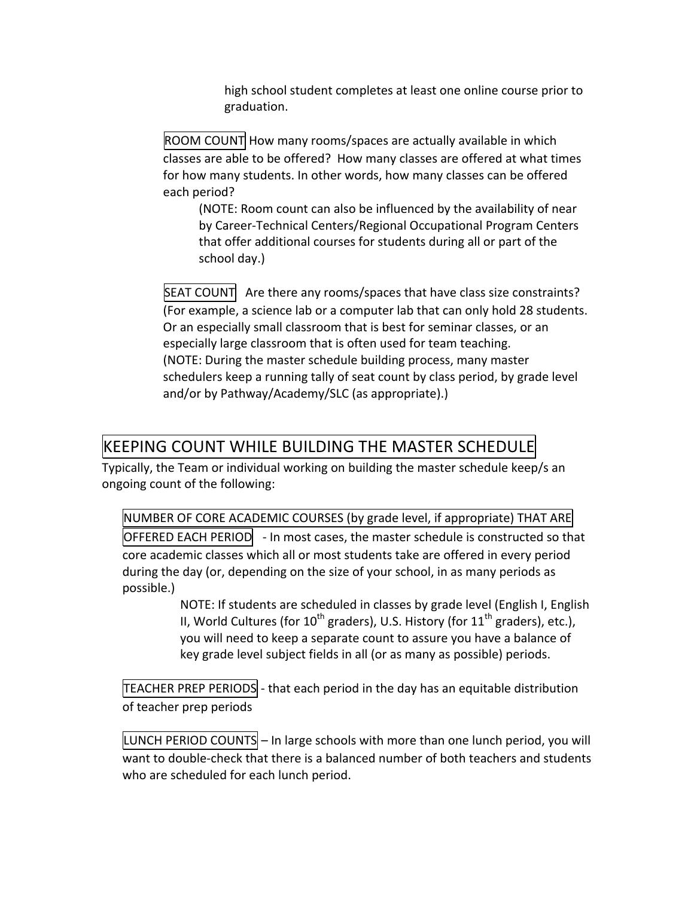high school student completes at least one online course prior to graduation.

**ROOM COUNT** How many rooms/spaces are actually available in which classes are able to be offered? How many classes are offered at what times for how many students. In other words, how many classes can be offered each period?

> (NOTE: Room count can also be influenced by the availability of near by Career-Technical Centers/Regional Occupational Program Centers that offer additional courses for students during all or part of the school day.)

**SEAT COUNT** Are there any rooms/spaces that have class size constraints? (For example, a science lab or a computer lab that can only hold 28 students. Or an especially small classroom that is best for seminar classes, or an especially large classroom that is often used for team teaching.
(NOTE: During the master schedule building process, many master schedulers keep a running tally of seat count by class period, by grade level and/or by Pathway/Academy/SLC (as appropriate).)

## KEEPING COUNT WHILE BUILDING THE MASTER SCHEDULE

Typically, the Team or individual working on building the master schedule keep/s an ongoing count of the following:

**NUMBER OF CORE ACADEMIC COURSES (by grade level, if appropriate) THAT ARE OFFERED EACH PERIOD** - In most cases, the master schedule is constructed so that core academic classes which all or most students take are offered in every period during the day (or, depending on the size of your school, in as many periods as possible.)

> NOTE: If students are scheduled in classes by grade level (English I, English II, World Cultures (for 10th graders), U.S. History (for 11th graders), etc.), you will need to keep a separate count to assure you have a balance of key grade level subject fields in all (or as many as possible) periods.

**TEACHER PREP PERIODS** - that each period in the day has an equitable distribution of teacher prep periods

**LUNCH PERIOD COUNTS** – In large schools with more than one lunch period, you will want to double-check that there is a balanced number of both teachers and students who are scheduled for each lunch period.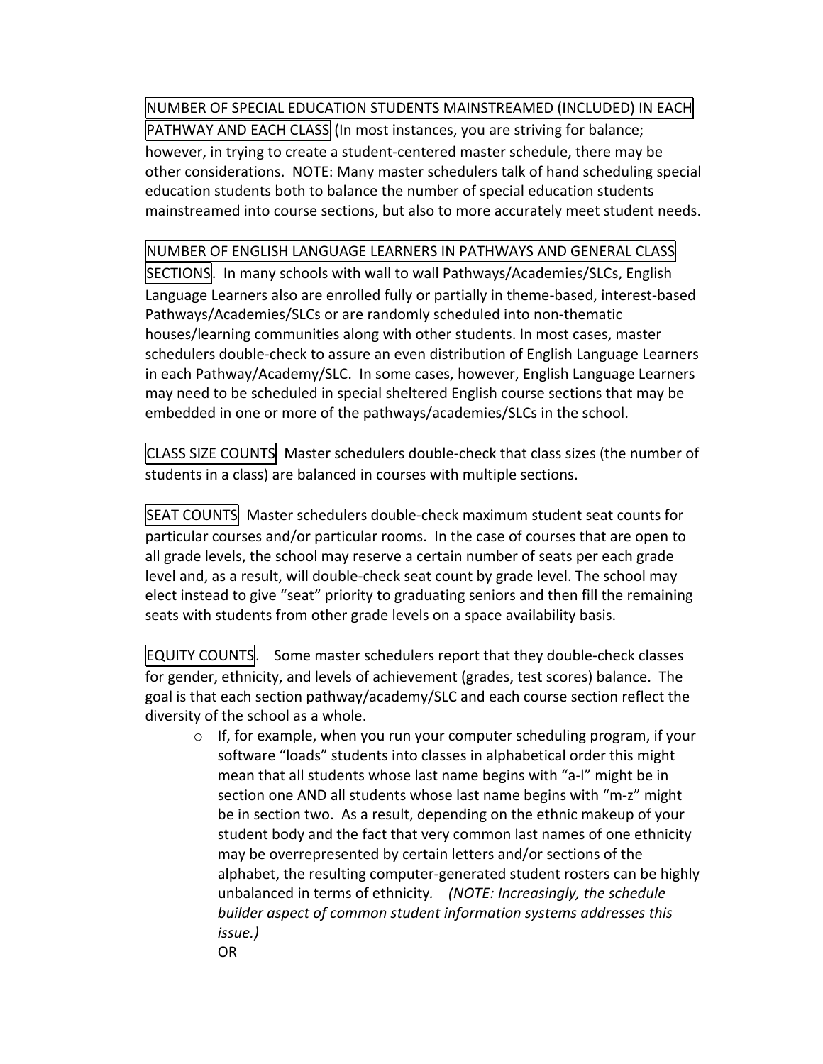NUMBER OF SPECIAL EDUCATION STUDENTS MAINSTREAMED (INCLUDED) IN EACH PATHWAY AND EACH CLASS (In most instances, you are striving for balance; however, in trying to create a student-centered master schedule, there may be other considerations. NOTE: Many master schedulers talk of hand scheduling special education students both to balance the number of special education students mainstreamed into course sections, but also to more accurately meet student needs.

NUMBER OF ENGLISH LANGUAGE LEARNERS IN PATHWAYS AND GENERAL CLASS SECTIONS. In many schools with wall to wall Pathways/Academies/SLCs, English Language Learners also are enrolled fully or partially in theme-based, interest-based Pathways/Academies/SLCs or are randomly scheduled into non-thematic houses/learning communities along with other students. In most cases, master schedulers double-check to assure an even distribution of English Language Learners in each Pathway/Academy/SLC. In some cases, however, English Language Learners may need to be scheduled in special sheltered English course sections that may be embedded in one or more of the pathways/academies/SLCs in the school.

CLASS SIZE COUNTS Master schedulers double-check that class sizes (the number of students in a class) are balanced in courses with multiple sections.

SEAT COUNTS Master schedulers double-check maximum student seat counts for particular courses and/or particular rooms. In the case of courses that are open to all grade levels, the school may reserve a certain number of seats per each grade level and, as a result, will double-check seat count by grade level. The school may elect instead to give "seat" priority to graduating seniors and then fill the remaining seats with students from other grade levels on a space availability basis.

EQUITY COUNTS. Some master schedulers report that they double-check classes for gender, ethnicity, and levels of achievement (grades, test scores) balance. The goal is that each section pathway/academy/SLC and each course section reflect the diversity of the school as a whole.

- If, for example, when you run your computer scheduling program, if your software "loads" students into classes in alphabetical order this might mean that all students whose last name begins with "a-l" might be in section one AND all students whose last name begins with "m-z" might be in section two. As a result, depending on the ethnic makeup of your student body and the fact that very common last names of one ethnicity may be overrepresented by certain letters and/or sections of the alphabet, the resulting computer-generated student rosters can be highly unbalanced in terms of ethnicity. *(NOTE: Increasingly, the schedule builder aspect of common student information systems addresses this issue.)*

  OR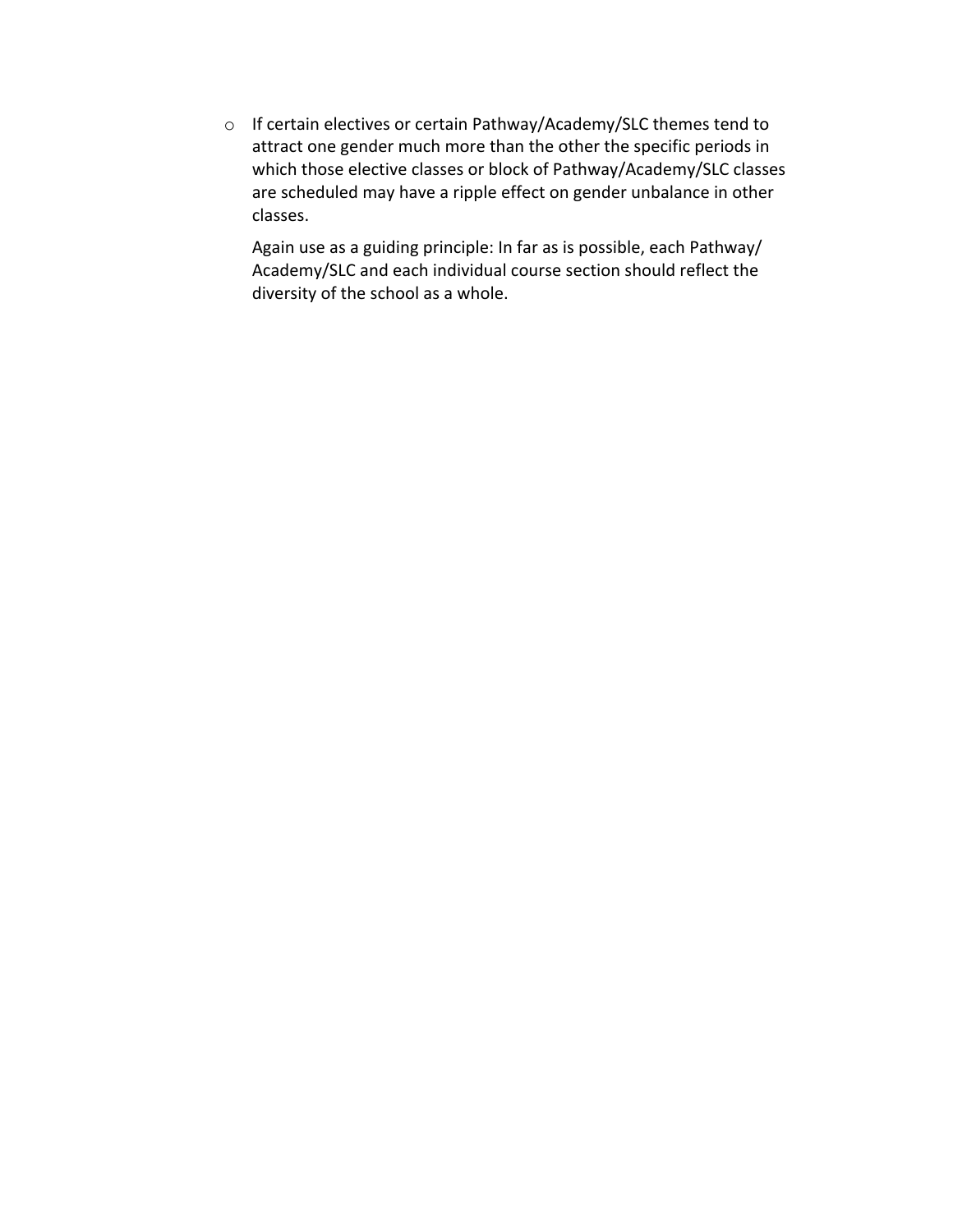- If certain electives or certain Pathway/Academy/SLC themes tend to attract one gender much more than the other the specific periods in which those elective classes or block of Pathway/Academy/SLC classes are scheduled may have a ripple effect on gender unbalance in other classes.

  Again use as a guiding principle: In far as is possible, each Pathway/Academy/SLC and each individual course section should reflect the diversity of the school as a whole.